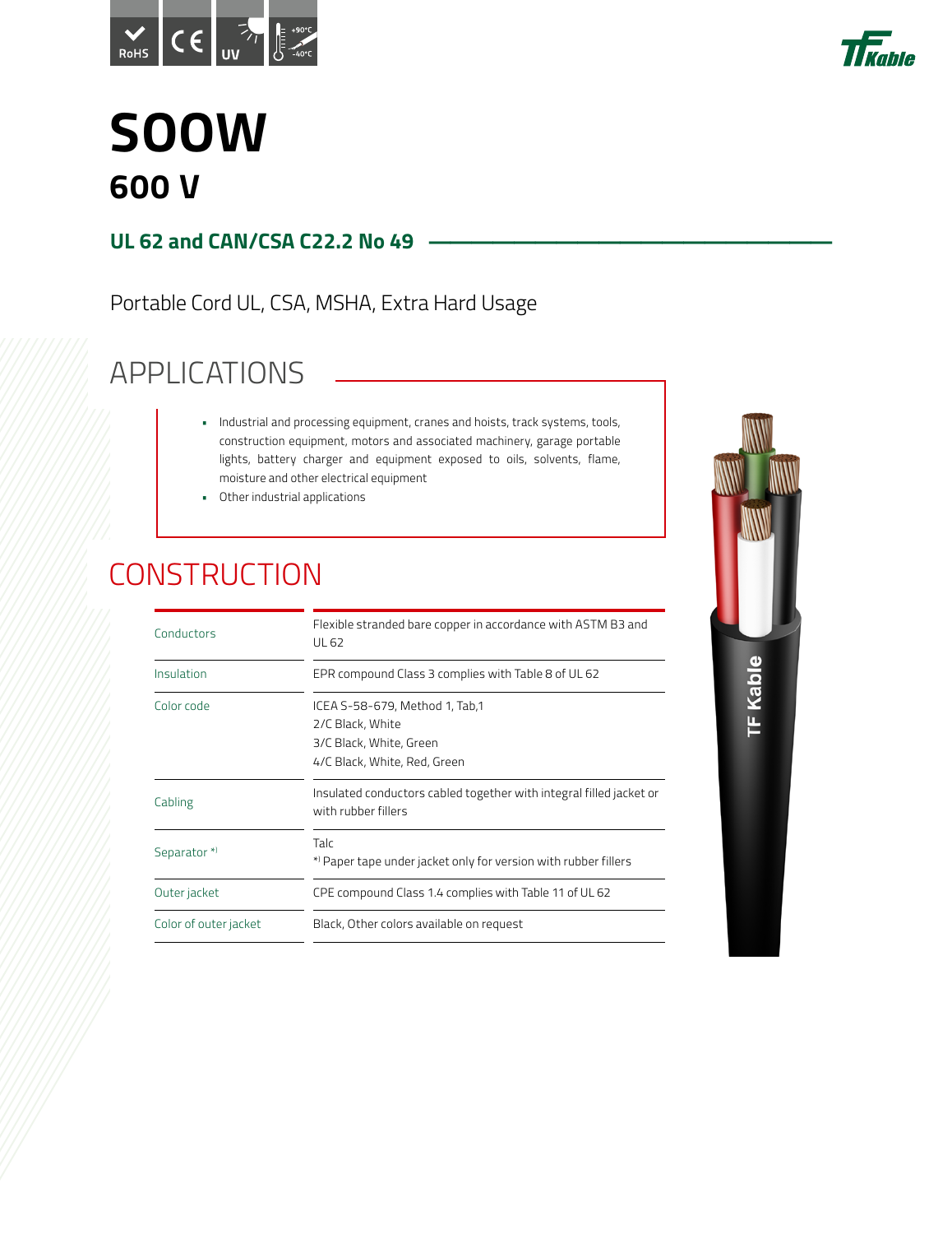# SOOW

## 600 V

### UL 62 and CAN/CSA C22.2 No 49

Portable Cord UL, CSA, MSHA, Extra Hard Usage

## APPLICATIONS

- Industrial and processing equipment, cranes and hoists, track systems, tools, construction equipment, motors and associated machinery, garage portable lights, battery charger and equipment exposed to oils, solvents, flame, moisture and other electrical equipment
- Other industrial applications

## CONSTRUCTION

| | |
|---|---|
| Conductors | Flexible stranded bare copper in accordance with ASTM B3 and UL 62 |
| Insulation | EPR compound Class 3 complies with Table 8 of UL 62 |
| Color code | ICEA S-58-679, Method 1, Tab,1<br>2/C Black, White<br>3/C Black, White, Green<br>4/C Black, White, Red, Green |
| Cabling | Insulated conductors cabled together with integral filled jacket or with rubber fillers |
| Separator *) | Talc<br>*) Paper tape under jacket only for version with rubber fillers |
| Outer jacket | CPE compound Class 1.4 complies with Table 11 of UL 62 |
| Color of outer jacket | Black, Other colors available on request |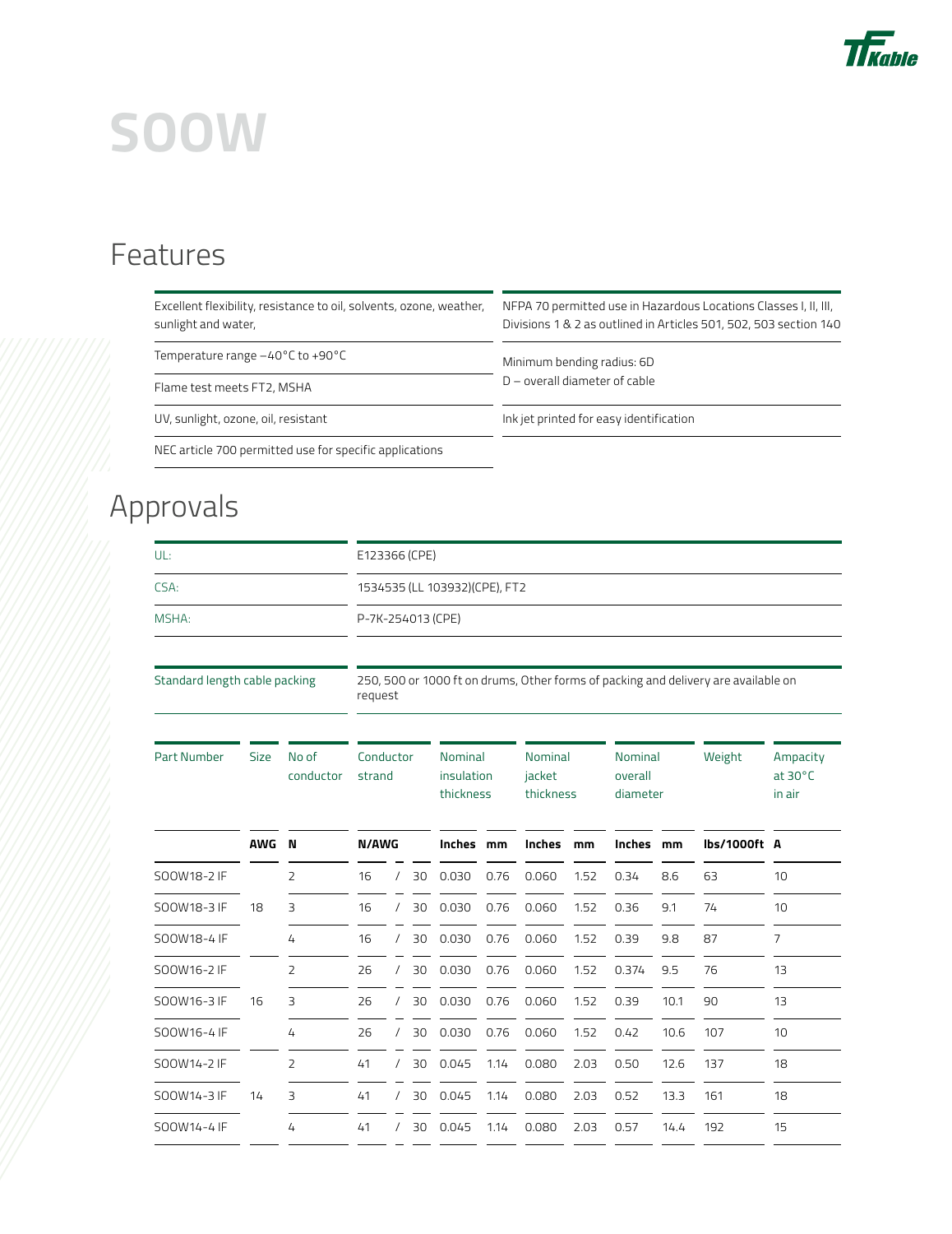# SOOW

## Features

| | |
|---|---|
| Excellent flexibility, resistance to oil, solvents, ozone, weather, sunlight and water, | NFPA 70 permitted use in Hazardous Locations Classes I, II, III, Divisions 1 & 2 as outlined in Articles 501, 502, 503 section 140 |
| Temperature range −40°C to +90°C | Minimum bending radius: 6D<br>D – overall diameter of cable |
| Flame test meets FT2, MSHA | |
| UV, sunlight, ozone, oil, resistant | Ink jet printed for easy identification |
| NEC article 700 permitted use for specific applications | |

## Approvals

| | |
|---|---|
| UL: | E123366 (CPE) |
| CSA: | 1534535 (LL 103932)(CPE), FT2 |
| MSHA: | P-7K-254013 (CPE) |

| | |
|---|---|
| Standard length cable packing | 250, 500 or 1000 ft on drums, Other forms of packing and delivery are available on request |

| Part Number | Size | No of conductor | Conductor strand | Nominal insulation thickness | | Nominal jacket thickness | | Nominal overall diameter | | Weight | Ampacity at 30°C in air |
|---|---|---|---|---|---|---|---|---|---|---|---|
| | AWG | N | N/AWG | Inches | mm | Inches | mm | Inches | mm | lbs/1000ft | A |
| SOOW18-2 IF | 18 | 2 | 16 / 30 | 0.030 | 0.76 | 0.060 | 1.52 | 0.34 | 8.6 | 63 | 10 |
| SOOW18-3 IF | | 3 | 16 / 30 | 0.030 | 0.76 | 0.060 | 1.52 | 0.36 | 9.1 | 74 | 10 |
| SOOW18-4 IF | | 4 | 16 / 30 | 0.030 | 0.76 | 0.060 | 1.52 | 0.39 | 9.8 | 87 | 7 |
| SOOW16-2 IF | 16 | 2 | 26 / 30 | 0.030 | 0.76 | 0.060 | 1.52 | 0.374 | 9.5 | 76 | 13 |
| SOOW16-3 IF | | 3 | 26 / 30 | 0.030 | 0.76 | 0.060 | 1.52 | 0.39 | 10.1 | 90 | 13 |
| SOOW16-4 IF | | 4 | 26 / 30 | 0.030 | 0.76 | 0.060 | 1.52 | 0.42 | 10.6 | 107 | 10 |
| SOOW14-2 IF | 14 | 2 | 41 / 30 | 0.045 | 1.14 | 0.080 | 2.03 | 0.50 | 12.6 | 137 | 18 |
| SOOW14-3 IF | | 3 | 41 / 30 | 0.045 | 1.14 | 0.080 | 2.03 | 0.52 | 13.3 | 161 | 18 |
| SOOW14-4 IF | | 4 | 41 / 30 | 0.045 | 1.14 | 0.080 | 2.03 | 0.57 | 14.4 | 192 | 15 |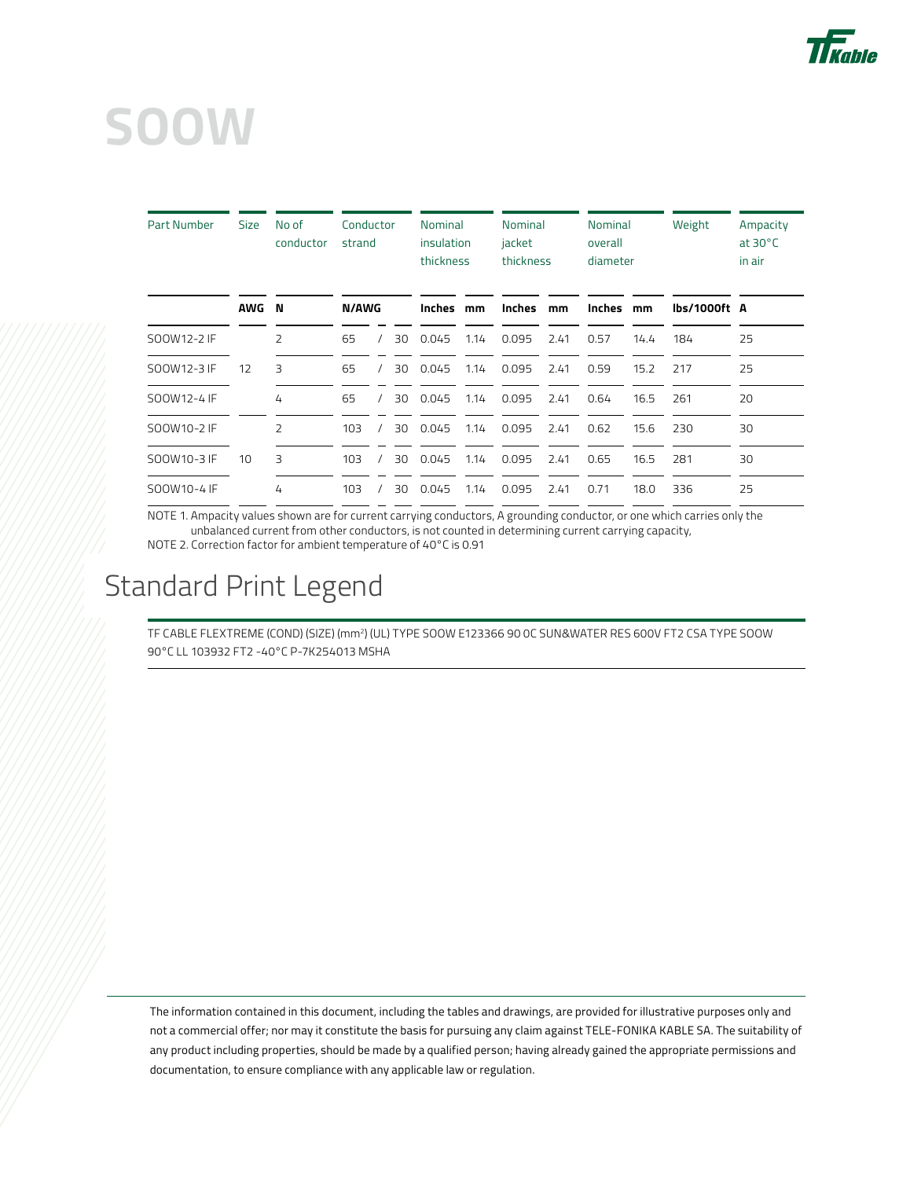# SOOW

| Part Number | Size | No of conductor | Conductor strand | Nominal insulation thickness | | Nominal jacket thickness | | Nominal overall diameter | | Weight | Ampacity at 30°C in air |
|---|---|---|---|---|---|---|---|---|---|---|---|
| | **AWG** | **N** | **N/AWG** | **Inches** | **mm** | **Inches** | **mm** | **Inches** | **mm** | **lbs/1000ft** | **A** |
| SOOW12-2 IF | 12 | 2 | 65 / 30 | 0.045 | 1.14 | 0.095 | 2.41 | 0.57 | 14.4 | 184 | 25 |
| SOOW12-3 IF | | 3 | 65 / 30 | 0.045 | 1.14 | 0.095 | 2.41 | 0.59 | 15.2 | 217 | 25 |
| SOOW12-4 IF | | 4 | 65 / 30 | 0.045 | 1.14 | 0.095 | 2.41 | 0.64 | 16.5 | 261 | 20 |
| SOOW10-2 IF | 10 | 2 | 103 / 30 | 0.045 | 1.14 | 0.095 | 2.41 | 0.62 | 15.6 | 230 | 30 |
| SOOW10-3 IF | | 3 | 103 / 30 | 0.045 | 1.14 | 0.095 | 2.41 | 0.65 | 16.5 | 281 | 30 |
| SOOW10-4 IF | | 4 | 103 / 30 | 0.045 | 1.14 | 0.095 | 2.41 | 0.71 | 18.0 | 336 | 25 |

NOTE 1. Ampacity values shown are for current carrying conductors, A grounding conductor, or one which carries only the unbalanced current from other conductors, is not counted in determining current carrying capacity,

NOTE 2. Correction factor for ambient temperature of 40°C is 0.91

## Standard Print Legend

TF CABLE FLEXTREME (COND) (SIZE) ($mm^2$) (UL) TYPE SOOW E123366 90 0C SUN&WATER RES 600V FT2 CSA TYPE SOOW 90°C LL 103932 FT2 -40°C P-7K254013 MSHA

The information contained in this document, including the tables and drawings, are provided for illustrative purposes only and not a commercial offer; nor may it constitute the basis for pursuing any claim against TELE-FONIKA KABLE SA. The suitability of any product including properties, should be made by a qualified person; having already gained the appropriate permissions and documentation, to ensure compliance with any applicable law or regulation.